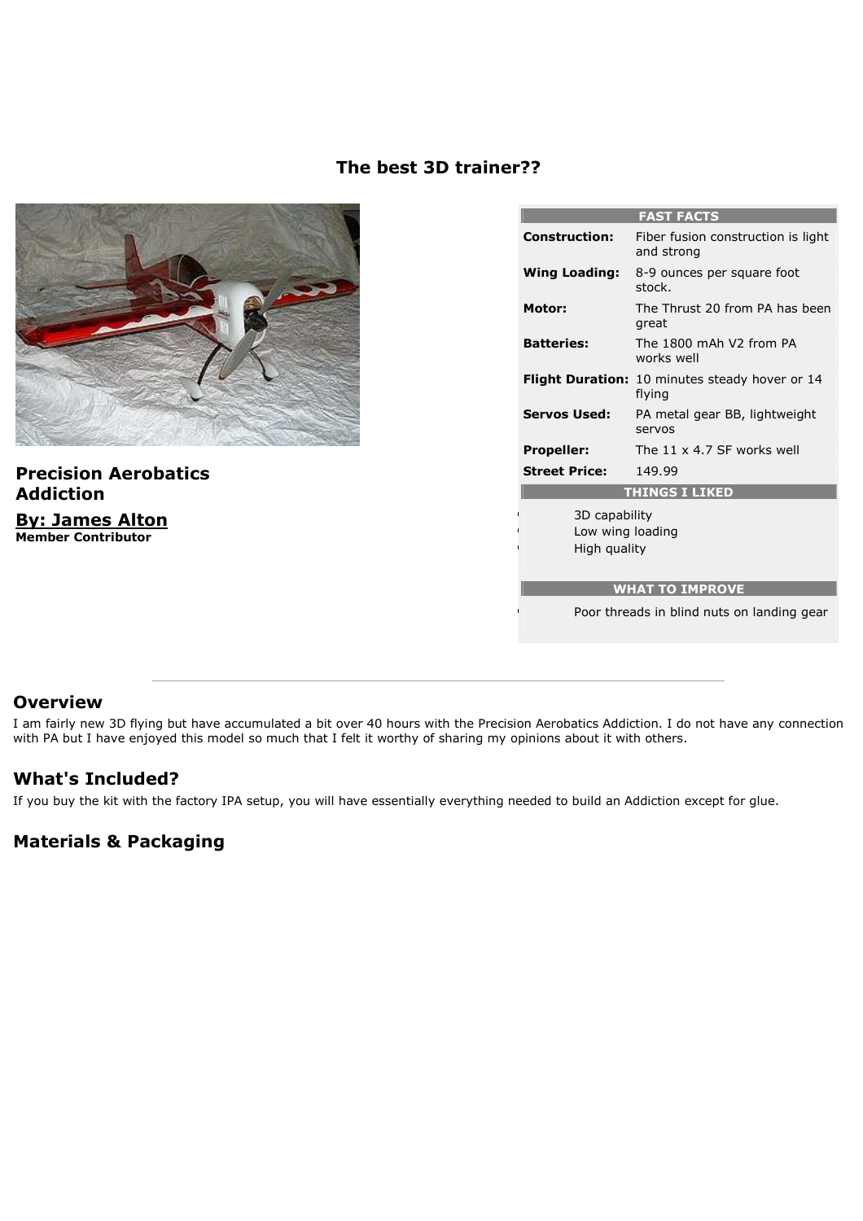# The best 3D trainer??

## Precision Aerobatics Addiction

**By: James Alton**
**Member Contributor**

| FAST FACTS | |
|---|---|
| **Construction:** | Fiber fusion construction is light and strong |
| **Wing Loading:** | 8-9 ounces per square foot stock. |
| **Motor:** | The Thrust 20 from PA has been great |
| **Batteries:** | The 1800 mAh V2 from PA works well |
| **Flight Duration:** | 10 minutes steady hover or 14 flying |
| **Servos Used:** | PA metal gear BB, lightweight servos |
| **Propeller:** | The 11 x 4.7 SF works well |
| **Street Price:** | 149.99 |

**THINGS I LIKED**

- 3D capability
- Low wing loading
- High quality

**WHAT TO IMPROVE**

- Poor threads in blind nuts on landing gear

---

## Overview

I am fairly new 3D flying but have accumulated a bit over 40 hours with the Precision Aerobatics Addiction. I do not have any connection with PA but I have enjoyed this model so much that I felt it worthy of sharing my opinions about it with others.

## What's Included?

If you buy the kit with the factory IPA setup, you will have essentially everything needed to build an Addiction except for glue.

## Materials & Packaging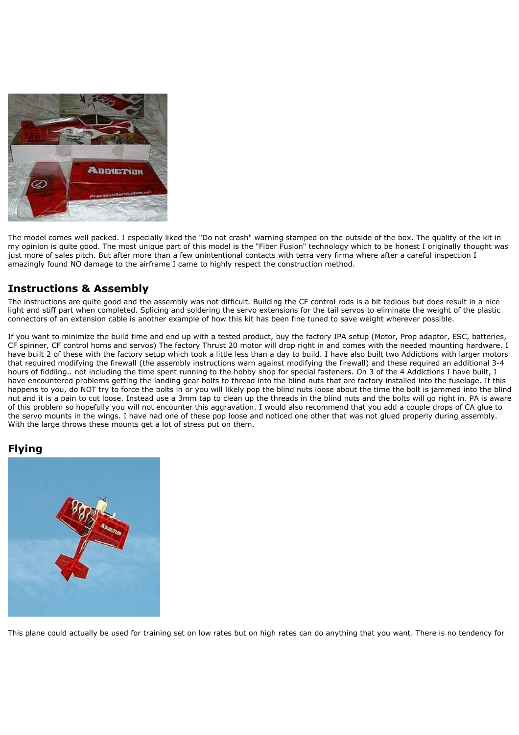The model comes well packed. I especially liked the "Do not crash" warning stamped on the outside of the box. The quality of the kit in my opinion is quite good. The most unique part of this model is the "Fiber Fusion" technology which to be honest I originally thought was just more of sales pitch. But after more than a few unintentional contacts with terra very firma where after a careful inspection I amazingly found NO damage to the airframe I came to highly respect the construction method.

## Instructions & Assembly

The instructions are quite good and the assembly was not difficult. Building the CF control rods is a bit tedious but does result in a nice light and stiff part when completed. Splicing and soldering the servo extensions for the tail servos to eliminate the weight of the plastic connectors of an extension cable is another example of how this kit has been fine tuned to save weight wherever possible.

If you want to minimize the build time and end up with a tested product, buy the factory IPA setup (Motor, Prop adaptor, ESC, batteries, CF spinner, CF control horns and servos) The factory Thrust 20 motor will drop right in and comes with the needed mounting hardware. I have built 2 of these with the factory setup which took a little less than a day to build. I have also built two Addictions with larger motors that required modifying the firewall (the assembly instructions warn against modifying the firewall) and these required an additional 3-4 hours of fiddling.. not including the time spent running to the hobby shop for special fasteners. On 3 of the 4 Addictions I have built, I have encountered problems getting the landing gear bolts to thread into the blind nuts that are factory installed into the fuselage. If this happens to you, do NOT try to force the bolts in or you will likely pop the blind nuts loose about the time the bolt is jammed into the blind nut and it is a pain to cut loose. Instead use a 3mm tap to clean up the threads in the blind nuts and the bolts will go right in. PA is aware of this problem so hopefully you will not encounter this aggravation. I would also recommend that you add a couple drops of CA glue to the servo mounts in the wings. I have had one of these pop loose and noticed one other that was not glued properly during assembly. With the large throws these mounts get a lot of stress put on them.

## Flying

This plane could actually be used for training set on low rates but on high rates can do anything that you want. There is no tendency for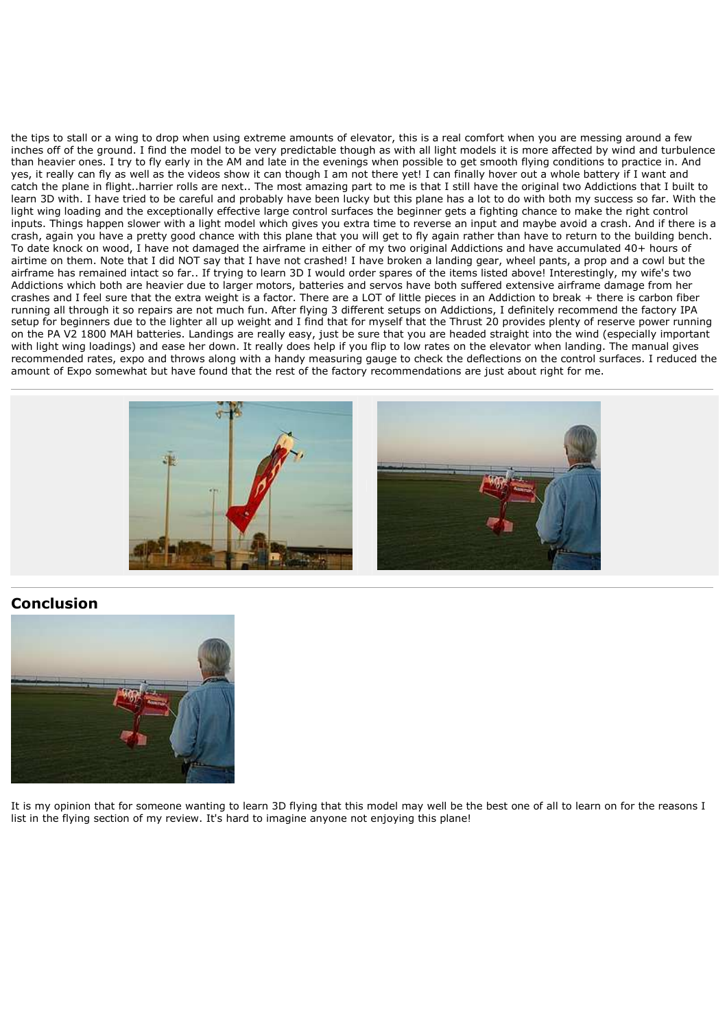the tips to stall or a wing to drop when using extreme amounts of elevator, this is a real comfort when you are messing around a few inches off of the ground. I find the model to be very predictable though as with all light models it is more affected by wind and turbulence than heavier ones. I try to fly early in the AM and late in the evenings when possible to get smooth flying conditions to practice in. And yes, it really can fly as well as the videos show it can though I am not there yet! I can finally hover out a whole battery if I want and catch the plane in flight..harrier rolls are next.. The most amazing part to me is that I still have the original two Addictions that I built to learn 3D with. I have tried to be careful and probably have been lucky but this plane has a lot to do with both my success so far. With the light wing loading and the exceptionally effective large control surfaces the beginner gets a fighting chance to make the right control inputs. Things happen slower with a light model which gives you extra time to reverse an input and maybe avoid a crash. And if there is a crash, again you have a pretty good chance with this plane that you will get to fly again rather than have to return to the building bench. To date knock on wood, I have not damaged the airframe in either of my two original Addictions and have accumulated 40+ hours of airtime on them. Note that I did NOT say that I have not crashed! I have broken a landing gear, wheel pants, a prop and a cowl but the airframe has remained intact so far.. If trying to learn 3D I would order spares of the items listed above! Interestingly, my wife's two Addictions which both are heavier due to larger motors, batteries and servos have both suffered extensive airframe damage from her crashes and I feel sure that the extra weight is a factor. There are a LOT of little pieces in an Addiction to break + there is carbon fiber running all through it so repairs are not much fun. After flying 3 different setups on Addictions, I definitely recommend the factory IPA setup for beginners due to the lighter all up weight and I find that for myself that the Thrust 20 provides plenty of reserve power running on the PA V2 1800 MAH batteries. Landings are really easy, just be sure that you are headed straight into the wind (especially important with light wing loadings) and ease her down. It really does help if you flip to low rates on the elevator when landing. The manual gives recommended rates, expo and throws along with a handy measuring gauge to check the deflections on the control surfaces. I reduced the amount of Expo somewhat but have found that the rest of the factory recommendations are just about right for me.

## Conclusion

It is my opinion that for someone wanting to learn 3D flying that this model may well be the best one of all to learn on for the reasons I list in the flying section of my review. It's hard to imagine anyone not enjoying this plane!